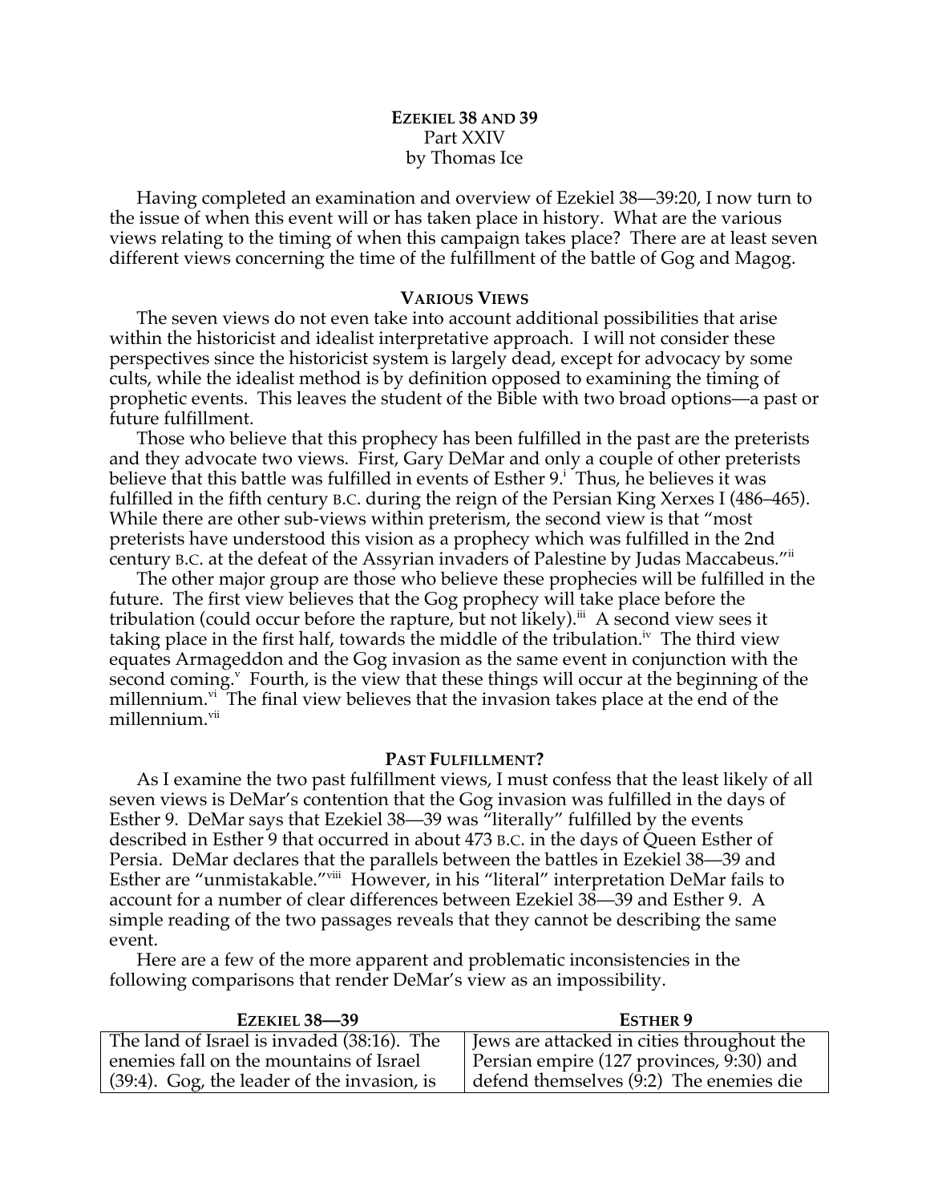**EZEKIEL 38 AND 39**
Part XXIV
by Thomas Ice

Having completed an examination and overview of Ezekiel 38—39:20, I now turn to the issue of when this event will or has taken place in history. What are the various views relating to the timing of when this campaign takes place? There are at least seven different views concerning the time of the fulfillment of the battle of Gog and Magog.

## VARIOUS VIEWS

The seven views do not even take into account additional possibilities that arise within the historicist and idealist interpretative approach. I will not consider these perspectives since the historicist system is largely dead, except for advocacy by some cults, while the idealist method is by definition opposed to examining the timing of prophetic events. This leaves the student of the Bible with two broad options—a past or future fulfillment.

Those who believe that this prophecy has been fulfilled in the past are the preterists and they advocate two views. First, Gary DeMar and only a couple of other preterists believe that this battle was fulfilled in events of Esther 9.[i] Thus, he believes it was fulfilled in the fifth century B.C. during the reign of the Persian King Xerxes I (486–465). While there are other sub-views within preterism, the second view is that "most preterists have understood this vision as a prophecy which was fulfilled in the 2nd century B.C. at the defeat of the Assyrian invaders of Palestine by Judas Maccabeus."[ii]

The other major group are those who believe these prophecies will be fulfilled in the future. The first view believes that the Gog prophecy will take place before the tribulation (could occur before the rapture, but not likely).[iii] A second view sees it taking place in the first half, towards the middle of the tribulation.[iv] The third view equates Armageddon and the Gog invasion as the same event in conjunction with the second coming.[v] Fourth, is the view that these things will occur at the beginning of the millennium.[vi] The final view believes that the invasion takes place at the end of the millennium.[vii]

## PAST FULFILLMENT?

As I examine the two past fulfillment views, I must confess that the least likely of all seven views is DeMar's contention that the Gog invasion was fulfilled in the days of Esther 9. DeMar says that Ezekiel 38—39 was "literally" fulfilled by the events described in Esther 9 that occurred in about 473 B.C. in the days of Queen Esther of Persia. DeMar declares that the parallels between the battles in Ezekiel 38—39 and Esther are "unmistakable."[viii] However, in his "literal" interpretation DeMar fails to account for a number of clear differences between Ezekiel 38—39 and Esther 9. A simple reading of the two passages reveals that they cannot be describing the same event.

Here are a few of the more apparent and problematic inconsistencies in the following comparisons that render DeMar's view as an impossibility.

| EZEKIEL 38—39 | ESTHER 9 |
|---|---|
| The land of Israel is invaded (38:16). The enemies fall on the mountains of Israel (39:4). Gog, the leader of the invasion, is | Jews are attacked in cities throughout the Persian empire (127 provinces, 9:30) and defend themselves (9:2) The enemies die |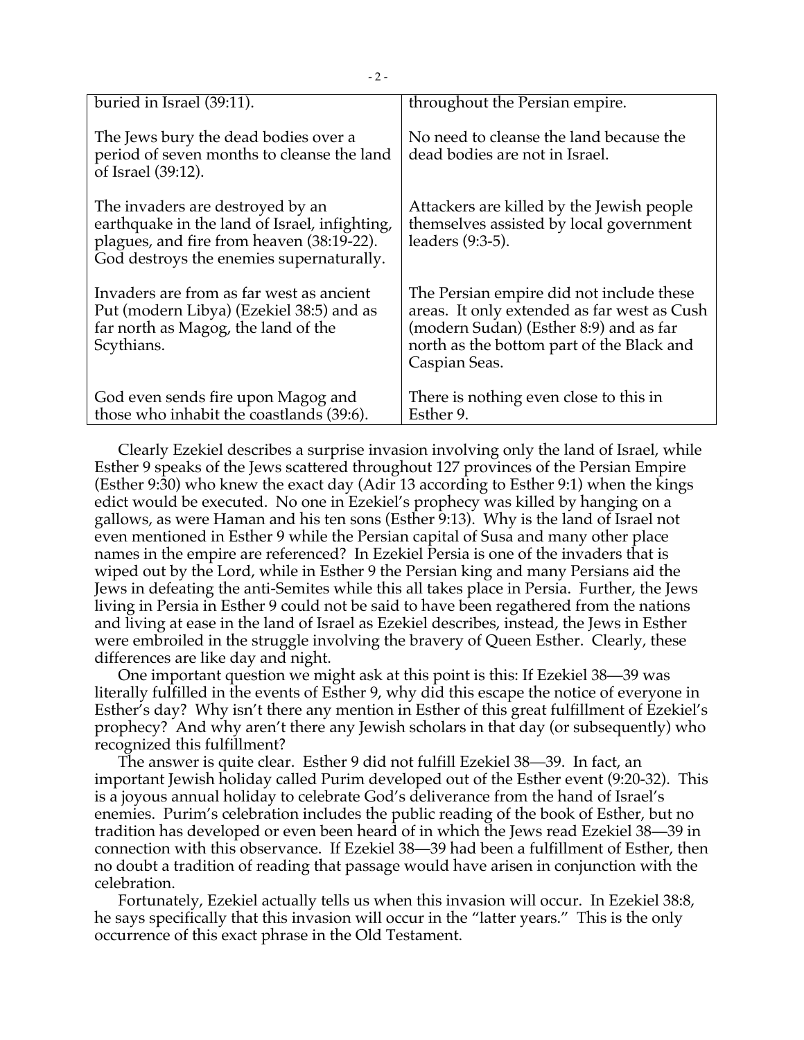| | |
|---|---|
| buried in Israel (39:11). | throughout the Persian empire. |
| The Jews bury the dead bodies over a period of seven months to cleanse the land of Israel (39:12). | No need to cleanse the land because the dead bodies are not in Israel. |
| The invaders are destroyed by an earthquake in the land of Israel, infighting, plagues, and fire from heaven (38:19-22). God destroys the enemies supernaturally. | Attackers are killed by the Jewish people themselves assisted by local government leaders (9:3-5). |
| Invaders are from as far west as ancient Put (modern Libya) (Ezekiel 38:5) and as far north as Magog, the land of the Scythians. | The Persian empire did not include these areas. It only extended as far west as Cush (modern Sudan) (Esther 8:9) and as far north as the bottom part of the Black and Caspian Seas. |
| God even sends fire upon Magog and those who inhabit the coastlands (39:6). | There is nothing even close to this in Esther 9. |

Clearly Ezekiel describes a surprise invasion involving only the land of Israel, while Esther 9 speaks of the Jews scattered throughout 127 provinces of the Persian Empire (Esther 9:30) who knew the exact day (Adir 13 according to Esther 9:1) when the kings edict would be executed. No one in Ezekiel's prophecy was killed by hanging on a gallows, as were Haman and his ten sons (Esther 9:13). Why is the land of Israel not even mentioned in Esther 9 while the Persian capital of Susa and many other place names in the empire are referenced? In Ezekiel Persia is one of the invaders that is wiped out by the Lord, while in Esther 9 the Persian king and many Persians aid the Jews in defeating the anti-Semites while this all takes place in Persia. Further, the Jews living in Persia in Esther 9 could not be said to have been regathered from the nations and living at ease in the land of Israel as Ezekiel describes, instead, the Jews in Esther were embroiled in the struggle involving the bravery of Queen Esther. Clearly, these differences are like day and night.

One important question we might ask at this point is this: If Ezekiel 38—39 was literally fulfilled in the events of Esther 9, why did this escape the notice of everyone in Esther's day? Why isn't there any mention in Esther of this great fulfillment of Ezekiel's prophecy? And why aren't there any Jewish scholars in that day (or subsequently) who recognized this fulfillment?

The answer is quite clear. Esther 9 did not fulfill Ezekiel 38—39. In fact, an important Jewish holiday called Purim developed out of the Esther event (9:20-32). This is a joyous annual holiday to celebrate God's deliverance from the hand of Israel's enemies. Purim's celebration includes the public reading of the book of Esther, but no tradition has developed or even been heard of in which the Jews read Ezekiel 38—39 in connection with this observance. If Ezekiel 38—39 had been a fulfillment of Esther, then no doubt a tradition of reading that passage would have arisen in conjunction with the celebration.

Fortunately, Ezekiel actually tells us when this invasion will occur. In Ezekiel 38:8, he says specifically that this invasion will occur in the "latter years." This is the only occurrence of this exact phrase in the Old Testament.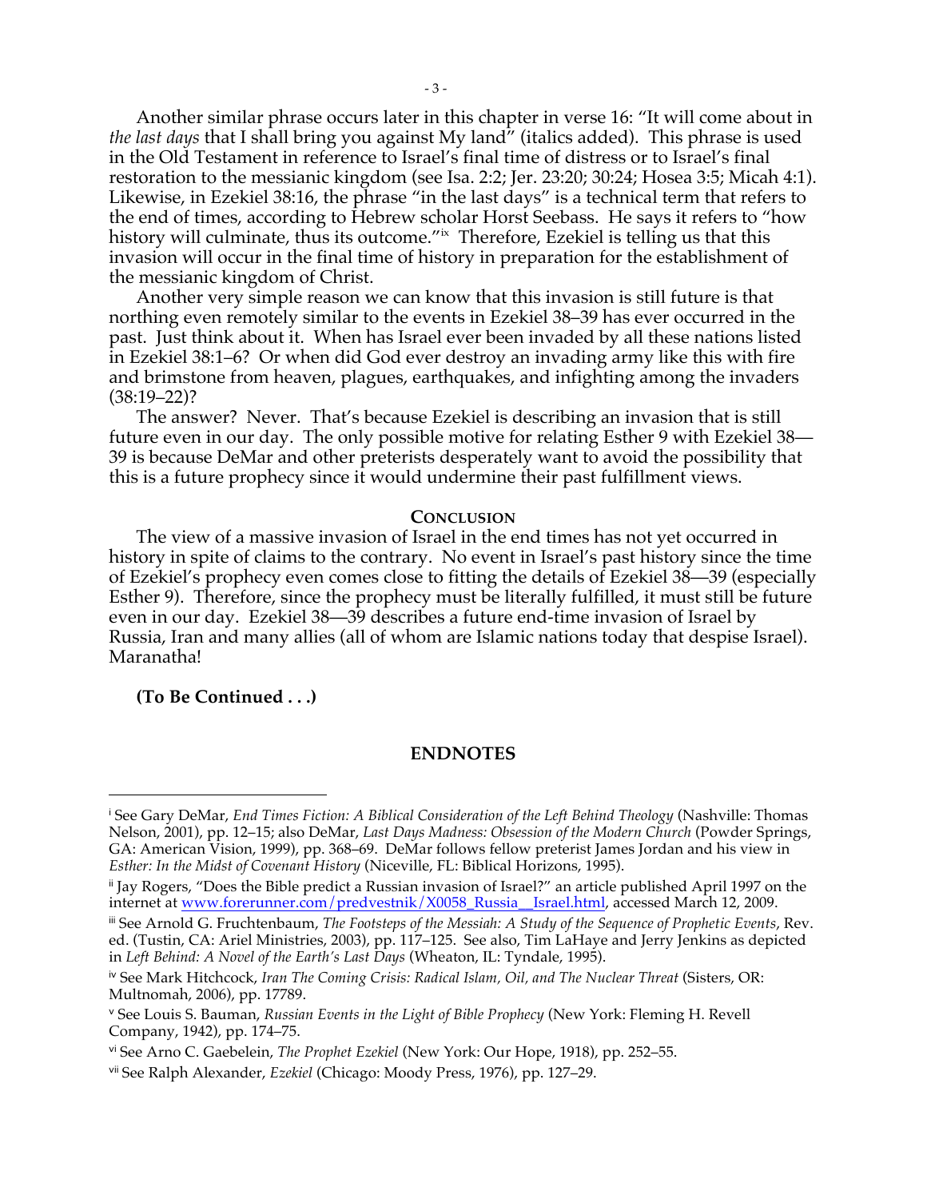Another similar phrase occurs later in this chapter in verse 16: "It will come about in *the last days* that I shall bring you against My land" (italics added). This phrase is used in the Old Testament in reference to Israel's final time of distress or to Israel's final restoration to the messianic kingdom (see Isa. 2:2; Jer. 23:20; 30:24; Hosea 3:5; Micah 4:1). Likewise, in Ezekiel 38:16, the phrase "in the last days" is a technical term that refers to the end of times, according to Hebrew scholar Horst Seebass. He says it refers to "how history will culminate, thus its outcome."[ix] Therefore, Ezekiel is telling us that this invasion will occur in the final time of history in preparation for the establishment of the messianic kingdom of Christ.

Another very simple reason we can know that this invasion is still future is that northing even remotely similar to the events in Ezekiel 38–39 has ever occurred in the past. Just think about it. When has Israel ever been invaded by all these nations listed in Ezekiel 38:1–6? Or when did God ever destroy an invading army like this with fire and brimstone from heaven, plagues, earthquakes, and infighting among the invaders (38:19–22)?

The answer? Never. That's because Ezekiel is describing an invasion that is still future even in our day. The only possible motive for relating Esther 9 with Ezekiel 38—39 is because DeMar and other preterists desperately want to avoid the possibility that this is a future prophecy since it would undermine their past fulfillment views.

## CONCLUSION

The view of a massive invasion of Israel in the end times has not yet occurred in history in spite of claims to the contrary. No event in Israel's past history since the time of Ezekiel's prophecy even comes close to fitting the details of Ezekiel 38—39 (especially Esther 9). Therefore, since the prophecy must be literally fulfilled, it must still be future even in our day. Ezekiel 38—39 describes a future end-time invasion of Israel by Russia, Iran and many allies (all of whom are Islamic nations today that despise Israel). Maranatha!

**(To Be Continued . . .)**

## ENDNOTES

---

[i] See Gary DeMar, *End Times Fiction: A Biblical Consideration of the Left Behind Theology* (Nashville: Thomas Nelson, 2001), pp. 12–15; also DeMar, *Last Days Madness: Obsession of the Modern Church* (Powder Springs, GA: American Vision, 1999), pp. 368–69. DeMar follows fellow preterist James Jordan and his view in *Esther: In the Midst of Covenant History* (Niceville, FL: Biblical Horizons, 1995).

[ii] Jay Rogers, "Does the Bible predict a Russian invasion of Israel?" an article published April 1997 on the internet at www.forerunner.com/predvestnik/X0058_Russia__Israel.html, accessed March 12, 2009.

[iii] See Arnold G. Fruchtenbaum, *The Footsteps of the Messiah: A Study of the Sequence of Prophetic Events*, Rev. ed. (Tustin, CA: Ariel Ministries, 2003), pp. 117–125. See also, Tim LaHaye and Jerry Jenkins as depicted in *Left Behind: A Novel of the Earth's Last Days* (Wheaton, IL: Tyndale, 1995).

[iv] See Mark Hitchcock, *Iran The Coming Crisis: Radical Islam, Oil, and The Nuclear Threat* (Sisters, OR: Multnomah, 2006), pp. 17789.

[v] See Louis S. Bauman, *Russian Events in the Light of Bible Prophecy* (New York: Fleming H. Revell Company, 1942), pp. 174–75.

[vi] See Arno C. Gaebelein, *The Prophet Ezekiel* (New York: Our Hope, 1918), pp. 252–55.

[vii] See Ralph Alexander, *Ezekiel* (Chicago: Moody Press, 1976), pp. 127–29.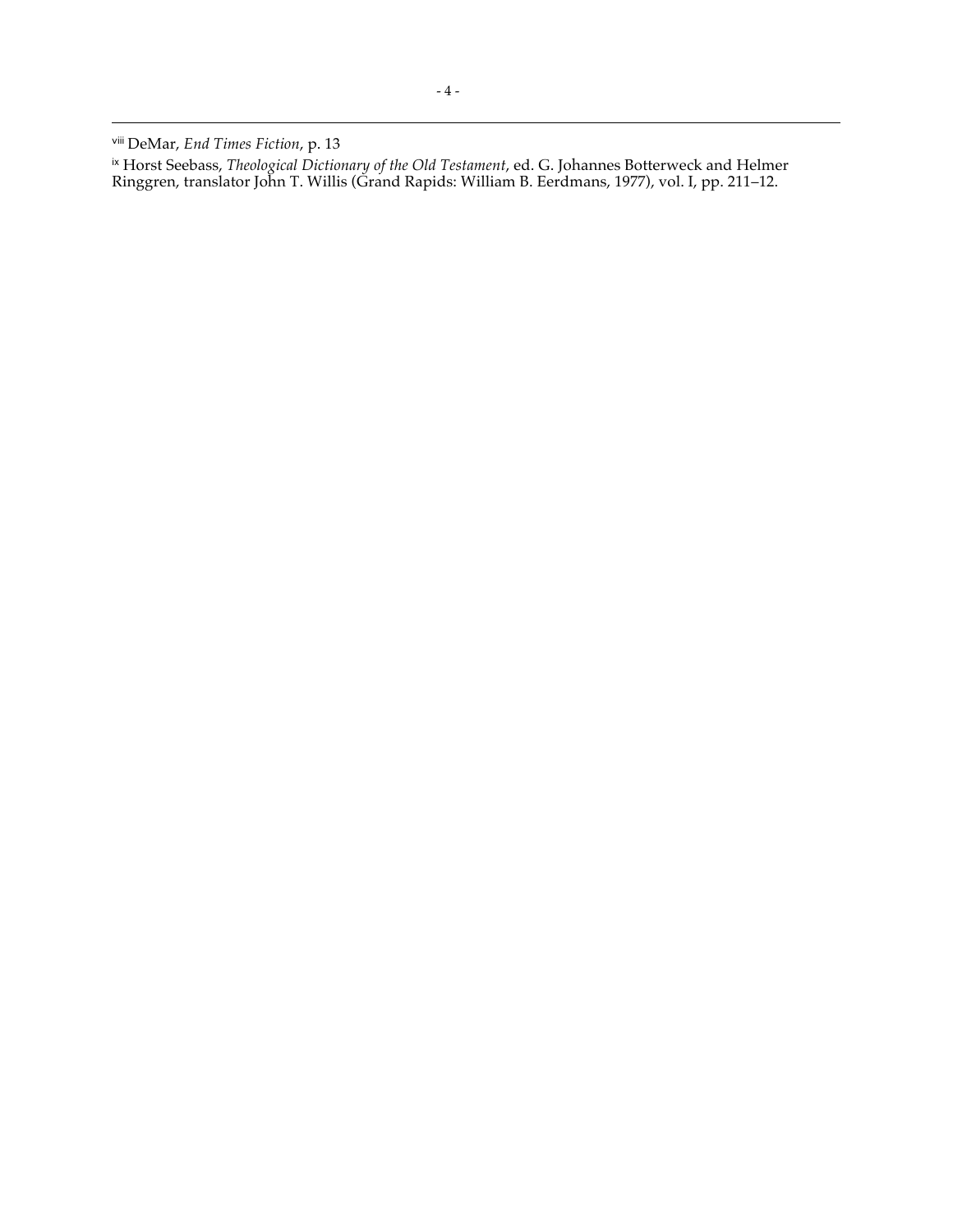[viii] DeMar, *End Times Fiction*, p. 13

[ix] Horst Seebass, *Theological Dictionary of the Old Testament*, ed. G. Johannes Botterweck and Helmer Ringgren, translator John T. Willis (Grand Rapids: William B. Eerdmans, 1977), vol. I, pp. 211–12.